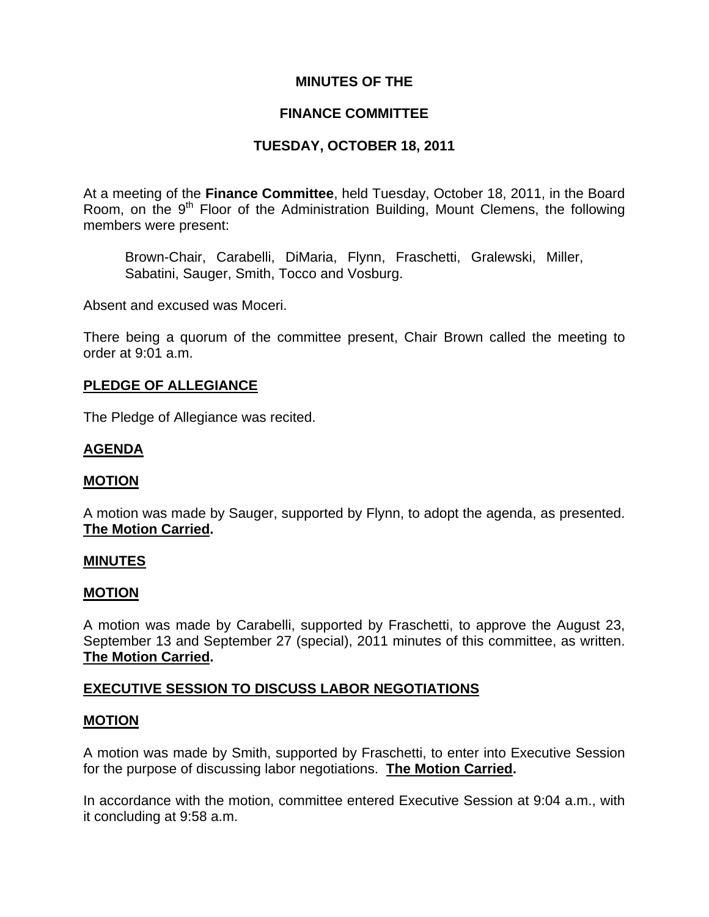# MINUTES OF THE

# FINANCE COMMITTEE

# TUESDAY, OCTOBER 18, 2011

At a meeting of the **Finance Committee**, held Tuesday, October 18, 2011, in the Board Room, on the 9th Floor of the Administration Building, Mount Clemens, the following members were present:

> Brown-Chair, Carabelli, DiMaria, Flynn, Fraschetti, Gralewski, Miller, Sabatini, Sauger, Smith, Tocco and Vosburg.

Absent and excused was Moceri.

There being a quorum of the committee present, Chair Brown called the meeting to order at 9:01 a.m.

## PLEDGE OF ALLEGIANCE

The Pledge of Allegiance was recited.

## AGENDA

## MOTION

A motion was made by Sauger, supported by Flynn, to adopt the agenda, as presented. **The Motion Carried.**

## MINUTES

## MOTION

A motion was made by Carabelli, supported by Fraschetti, to approve the August 23, September 13 and September 27 (special), 2011 minutes of this committee, as written. **The Motion Carried.**

## EXECUTIVE SESSION TO DISCUSS LABOR NEGOTIATIONS

## MOTION

A motion was made by Smith, supported by Fraschetti, to enter into Executive Session for the purpose of discussing labor negotiations. **The Motion Carried.**

In accordance with the motion, committee entered Executive Session at 9:04 a.m., with it concluding at 9:58 a.m.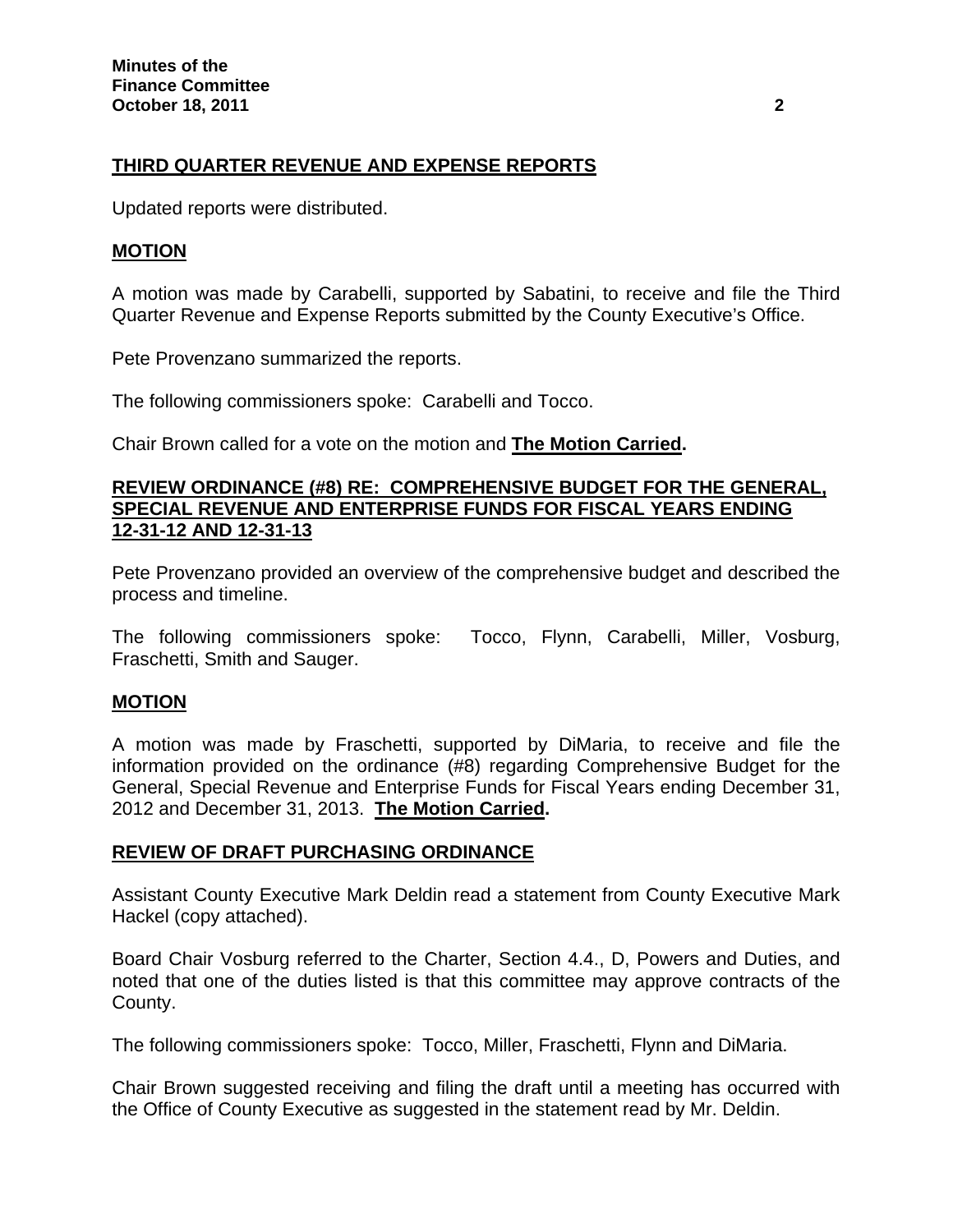## THIRD QUARTER REVENUE AND EXPENSE REPORTS

Updated reports were distributed.

## MOTION

A motion was made by Carabelli, supported by Sabatini, to receive and file the Third Quarter Revenue and Expense Reports submitted by the County Executive's Office.

Pete Provenzano summarized the reports.

The following commissioners spoke: Carabelli and Tocco.

Chair Brown called for a vote on the motion and **The Motion Carried.**

## REVIEW ORDINANCE (#8) RE: COMPREHENSIVE BUDGET FOR THE GENERAL, SPECIAL REVENUE AND ENTERPRISE FUNDS FOR FISCAL YEARS ENDING 12-31-12 AND 12-31-13

Pete Provenzano provided an overview of the comprehensive budget and described the process and timeline.

The following commissioners spoke: Tocco, Flynn, Carabelli, Miller, Vosburg, Fraschetti, Smith and Sauger.

## MOTION

A motion was made by Fraschetti, supported by DiMaria, to receive and file the information provided on the ordinance (#8) regarding Comprehensive Budget for the General, Special Revenue and Enterprise Funds for Fiscal Years ending December 31, 2012 and December 31, 2013. **The Motion Carried.**

## REVIEW OF DRAFT PURCHASING ORDINANCE

Assistant County Executive Mark Deldin read a statement from County Executive Mark Hackel (copy attached).

Board Chair Vosburg referred to the Charter, Section 4.4., D, Powers and Duties, and noted that one of the duties listed is that this committee may approve contracts of the County.

The following commissioners spoke: Tocco, Miller, Fraschetti, Flynn and DiMaria.

Chair Brown suggested receiving and filing the draft until a meeting has occurred with the Office of County Executive as suggested in the statement read by Mr. Deldin.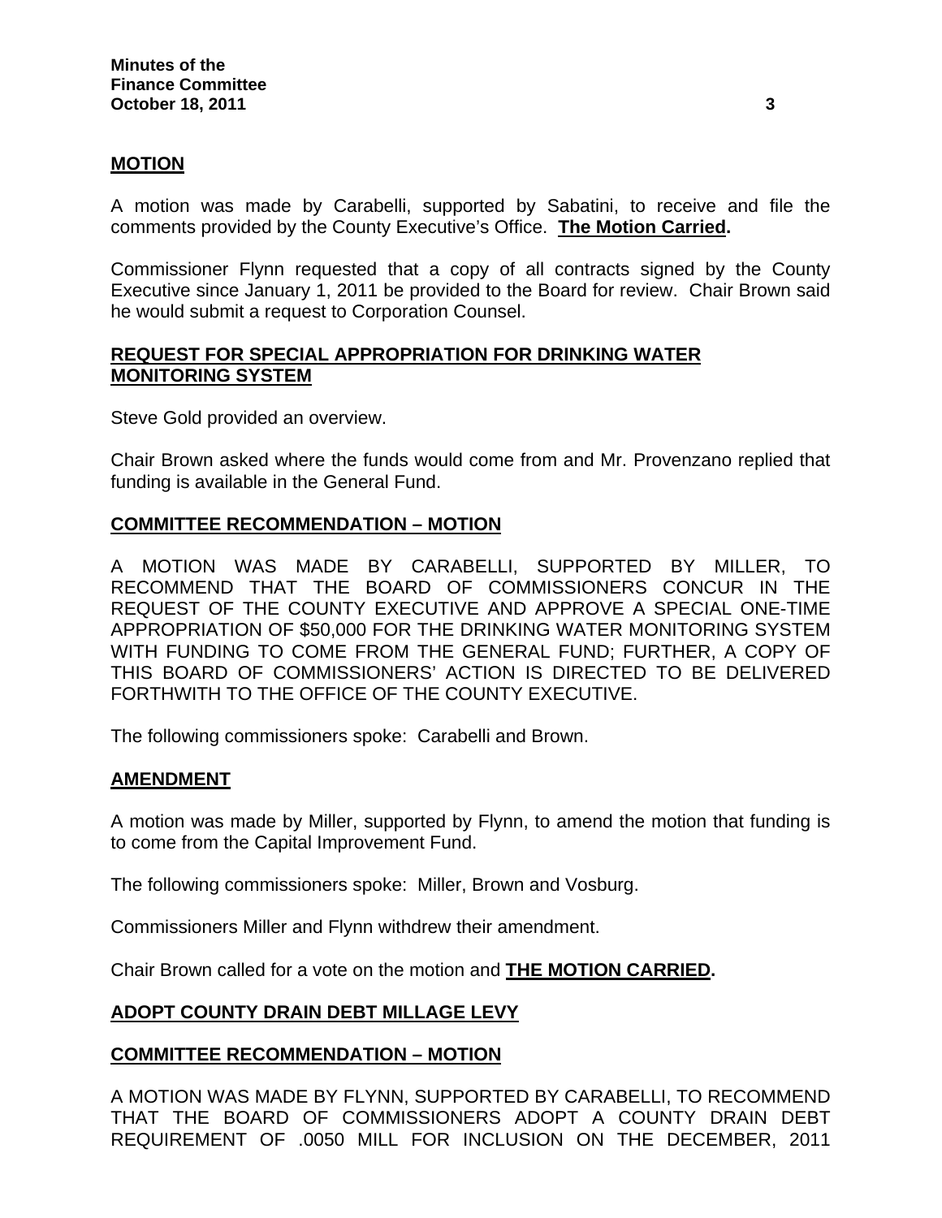**MOTION**

A motion was made by Carabelli, supported by Sabatini, to receive and file the comments provided by the County Executive's Office. **The Motion Carried.**

Commissioner Flynn requested that a copy of all contracts signed by the County Executive since January 1, 2011 be provided to the Board for review. Chair Brown said he would submit a request to Corporation Counsel.

**REQUEST FOR SPECIAL APPROPRIATION FOR DRINKING WATER MONITORING SYSTEM**

Steve Gold provided an overview.

Chair Brown asked where the funds would come from and Mr. Provenzano replied that funding is available in the General Fund.

**COMMITTEE RECOMMENDATION – MOTION**

A MOTION WAS MADE BY CARABELLI, SUPPORTED BY MILLER, TO RECOMMEND THAT THE BOARD OF COMMISSIONERS CONCUR IN THE REQUEST OF THE COUNTY EXECUTIVE AND APPROVE A SPECIAL ONE-TIME APPROPRIATION OF $50,000 FOR THE DRINKING WATER MONITORING SYSTEM WITH FUNDING TO COME FROM THE GENERAL FUND; FURTHER, A COPY OF THIS BOARD OF COMMISSIONERS' ACTION IS DIRECTED TO BE DELIVERED FORTHWITH TO THE OFFICE OF THE COUNTY EXECUTIVE.

The following commissioners spoke: Carabelli and Brown.

**AMENDMENT**

A motion was made by Miller, supported by Flynn, to amend the motion that funding is to come from the Capital Improvement Fund.

The following commissioners spoke: Miller, Brown and Vosburg.

Commissioners Miller and Flynn withdrew their amendment.

Chair Brown called for a vote on the motion and **THE MOTION CARRIED.**

**ADOPT COUNTY DRAIN DEBT MILLAGE LEVY**

**COMMITTEE RECOMMENDATION – MOTION**

A MOTION WAS MADE BY FLYNN, SUPPORTED BY CARABELLI, TO RECOMMEND THAT THE BOARD OF COMMISSIONERS ADOPT A COUNTY DRAIN DEBT REQUIREMENT OF .0050 MILL FOR INCLUSION ON THE DECEMBER, 2011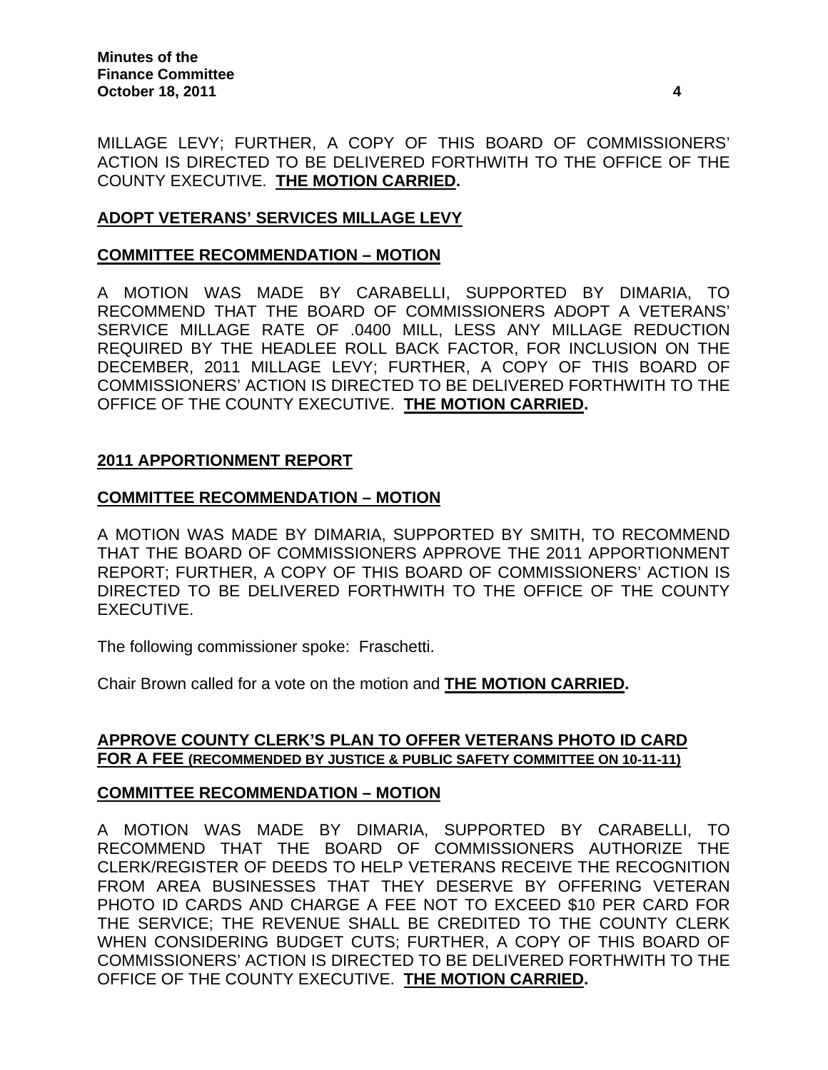MILLAGE LEVY; FURTHER, A COPY OF THIS BOARD OF COMMISSIONERS' ACTION IS DIRECTED TO BE DELIVERED FORTHWITH TO THE OFFICE OF THE COUNTY EXECUTIVE. **THE MOTION CARRIED.**

**ADOPT VETERANS' SERVICES MILLAGE LEVY**

**COMMITTEE RECOMMENDATION – MOTION**

A MOTION WAS MADE BY CARABELLI, SUPPORTED BY DIMARIA, TO RECOMMEND THAT THE BOARD OF COMMISSIONERS ADOPT A VETERANS' SERVICE MILLAGE RATE OF .0400 MILL, LESS ANY MILLAGE REDUCTION REQUIRED BY THE HEADLEE ROLL BACK FACTOR, FOR INCLUSION ON THE DECEMBER, 2011 MILLAGE LEVY; FURTHER, A COPY OF THIS BOARD OF COMMISSIONERS' ACTION IS DIRECTED TO BE DELIVERED FORTHWITH TO THE OFFICE OF THE COUNTY EXECUTIVE. **THE MOTION CARRIED.**

**2011 APPORTIONMENT REPORT**

**COMMITTEE RECOMMENDATION – MOTION**

A MOTION WAS MADE BY DIMARIA, SUPPORTED BY SMITH, TO RECOMMEND THAT THE BOARD OF COMMISSIONERS APPROVE THE 2011 APPORTIONMENT REPORT; FURTHER, A COPY OF THIS BOARD OF COMMISSIONERS' ACTION IS DIRECTED TO BE DELIVERED FORTHWITH TO THE OFFICE OF THE COUNTY EXECUTIVE.

The following commissioner spoke: Fraschetti.

Chair Brown called for a vote on the motion and **THE MOTION CARRIED.**

**APPROVE COUNTY CLERK'S PLAN TO OFFER VETERANS PHOTO ID CARD FOR A FEE (RECOMMENDED BY JUSTICE & PUBLIC SAFETY COMMITTEE ON 10-11-11)**

**COMMITTEE RECOMMENDATION – MOTION**

A MOTION WAS MADE BY DIMARIA, SUPPORTED BY CARABELLI, TO RECOMMEND THAT THE BOARD OF COMMISSIONERS AUTHORIZE THE CLERK/REGISTER OF DEEDS TO HELP VETERANS RECEIVE THE RECOGNITION FROM AREA BUSINESSES THAT THEY DESERVE BY OFFERING VETERAN PHOTO ID CARDS AND CHARGE A FEE NOT TO EXCEED $10 PER CARD FOR THE SERVICE; THE REVENUE SHALL BE CREDITED TO THE COUNTY CLERK WHEN CONSIDERING BUDGET CUTS; FURTHER, A COPY OF THIS BOARD OF COMMISSIONERS' ACTION IS DIRECTED TO BE DELIVERED FORTHWITH TO THE OFFICE OF THE COUNTY EXECUTIVE. **THE MOTION CARRIED.**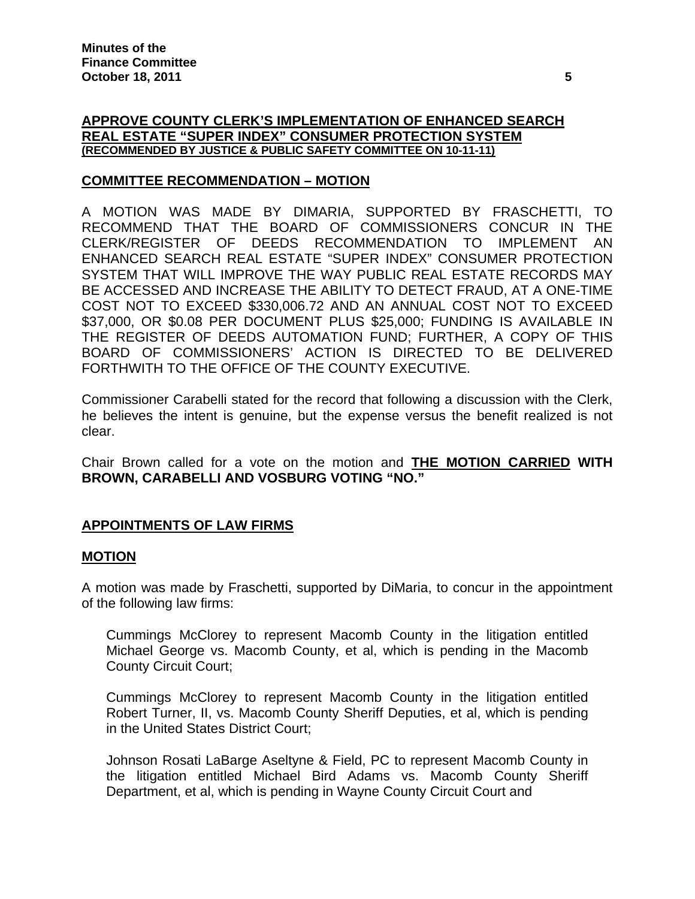## APPROVE COUNTY CLERK'S IMPLEMENTATION OF ENHANCED SEARCH REAL ESTATE "SUPER INDEX" CONSUMER PROTECTION SYSTEM (RECOMMENDED BY JUSTICE & PUBLIC SAFETY COMMITTEE ON 10-11-11)

### COMMITTEE RECOMMENDATION – MOTION

A MOTION WAS MADE BY DIMARIA, SUPPORTED BY FRASCHETTI, TO RECOMMEND THAT THE BOARD OF COMMISSIONERS CONCUR IN THE CLERK/REGISTER OF DEEDS RECOMMENDATION TO IMPLEMENT AN ENHANCED SEARCH REAL ESTATE "SUPER INDEX" CONSUMER PROTECTION SYSTEM THAT WILL IMPROVE THE WAY PUBLIC REAL ESTATE RECORDS MAY BE ACCESSED AND INCREASE THE ABILITY TO DETECT FRAUD, AT A ONE-TIME COST NOT TO EXCEED $330,006.72 AND AN ANNUAL COST NOT TO EXCEED $37,000, OR $0.08 PER DOCUMENT PLUS $25,000; FUNDING IS AVAILABLE IN THE REGISTER OF DEEDS AUTOMATION FUND; FURTHER, A COPY OF THIS BOARD OF COMMISSIONERS' ACTION IS DIRECTED TO BE DELIVERED FORTHWITH TO THE OFFICE OF THE COUNTY EXECUTIVE.

Commissioner Carabelli stated for the record that following a discussion with the Clerk, he believes the intent is genuine, but the expense versus the benefit realized is not clear.

Chair Brown called for a vote on the motion and **THE MOTION CARRIED WITH BROWN, CARABELLI AND VOSBURG VOTING "NO."**

## APPOINTMENTS OF LAW FIRMS

### MOTION

A motion was made by Fraschetti, supported by DiMaria, to concur in the appointment of the following law firms:

Cummings McClorey to represent Macomb County in the litigation entitled Michael George vs. Macomb County, et al, which is pending in the Macomb County Circuit Court;

Cummings McClorey to represent Macomb County in the litigation entitled Robert Turner, II, vs. Macomb County Sheriff Deputies, et al, which is pending in the United States District Court;

Johnson Rosati LaBarge Aseltyne & Field, PC to represent Macomb County in the litigation entitled Michael Bird Adams vs. Macomb County Sheriff Department, et al, which is pending in Wayne County Circuit Court and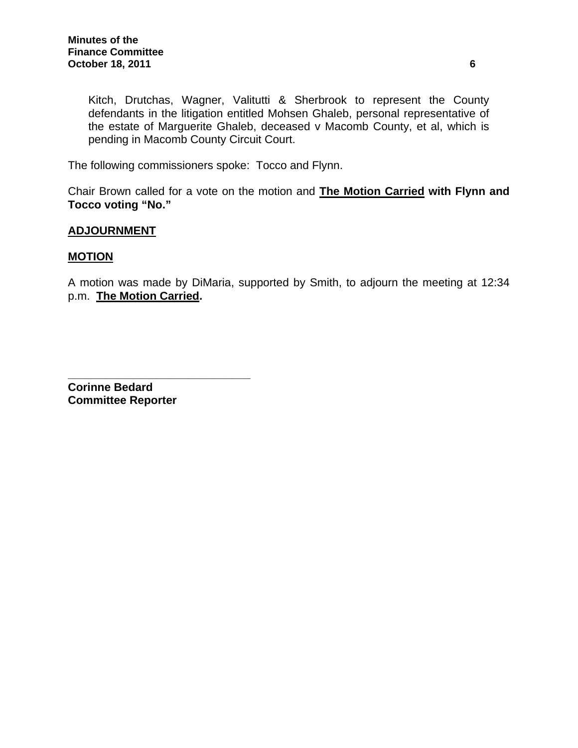Kitch, Drutchas, Wagner, Valitutti & Sherbrook to represent the County defendants in the litigation entitled Mohsen Ghaleb, personal representative of the estate of Marguerite Ghaleb, deceased v Macomb County, et al, which is pending in Macomb County Circuit Court.

The following commissioners spoke: Tocco and Flynn.

Chair Brown called for a vote on the motion and **The Motion Carried with Flynn and Tocco voting "No."**

**ADJOURNMENT**

**MOTION**

A motion was made by DiMaria, supported by Smith, to adjourn the meeting at 12:34 p.m. **The Motion Carried.**

\_\_\_\_\_\_\_\_\_\_\_\_\_\_\_\_\_\_\_\_\_\_\_\_\_\_\_\_\_\_

**Corinne Bedard**
**Committee Reporter**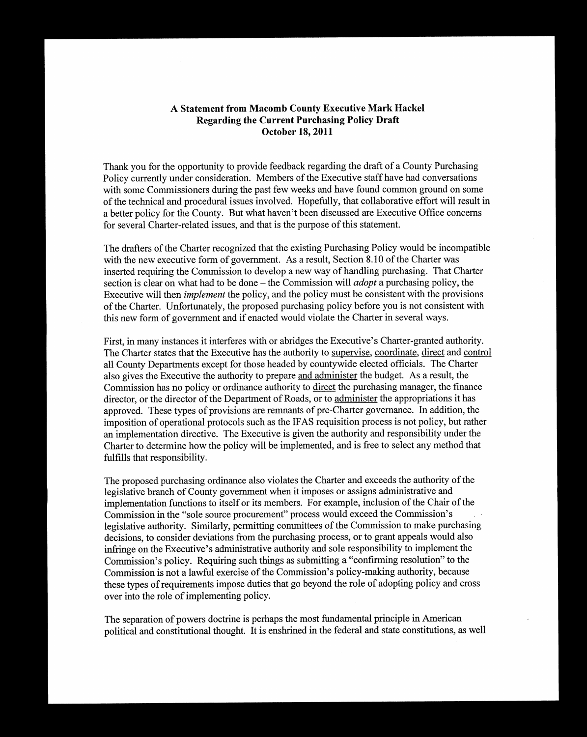**A Statement from Macomb County Executive Mark Hackel**
**Regarding the Current Purchasing Policy Draft**
**October 18, 2011**

Thank you for the opportunity to provide feedback regarding the draft of a County Purchasing Policy currently under consideration. Members of the Executive staff have had conversations with some Commissioners during the past few weeks and have found common ground on some of the technical and procedural issues involved. Hopefully, that collaborative effort will result in a better policy for the County. But what haven't been discussed are Executive Office concerns for several Charter-related issues, and that is the purpose of this statement.

The drafters of the Charter recognized that the existing Purchasing Policy would be incompatible with the new executive form of government. As a result, Section 8.10 of the Charter was inserted requiring the Commission to develop a new way of handling purchasing. That Charter section is clear on what had to be done – the Commission will *adopt* a purchasing policy, the Executive will then *implement* the policy, and the policy must be consistent with the provisions of the Charter. Unfortunately, the proposed purchasing policy before you is not consistent with this new form of government and if enacted would violate the Charter in several ways.

First, in many instances it interferes with or abridges the Executive's Charter-granted authority. The Charter states that the Executive has the authority to <u>supervise</u>, <u>coordinate</u>, <u>direct</u> and <u>control</u> all County Departments except for those headed by countywide elected officials. The Charter also gives the Executive the authority to prepare <u>and administer</u> the budget. As a result, the Commission has no policy or ordinance authority to <u>direct</u> the purchasing manager, the finance director, or the director of the Department of Roads, or to <u>administer</u> the appropriations it has approved. These types of provisions are remnants of pre-Charter governance. In addition, the imposition of operational protocols such as the IFAS requisition process is not policy, but rather an implementation directive. The Executive is given the authority and responsibility under the Charter to determine how the policy will be implemented, and is free to select any method that fulfills that responsibility.

The proposed purchasing ordinance also violates the Charter and exceeds the authority of the legislative branch of County government when it imposes or assigns administrative and implementation functions to itself or its members. For example, inclusion of the Chair of the Commission in the "sole source procurement" process would exceed the Commission's legislative authority. Similarly, permitting committees of the Commission to make purchasing decisions, to consider deviations from the purchasing process, or to grant appeals would also infringe on the Executive's administrative authority and sole responsibility to implement the Commission's policy. Requiring such things as submitting a "confirming resolution" to the Commission is not a lawful exercise of the Commission's policy-making authority, because these types of requirements impose duties that go beyond the role of adopting policy and cross over into the role of implementing policy.

The separation of powers doctrine is perhaps the most fundamental principle in American political and constitutional thought. It is enshrined in the federal and state constitutions, as well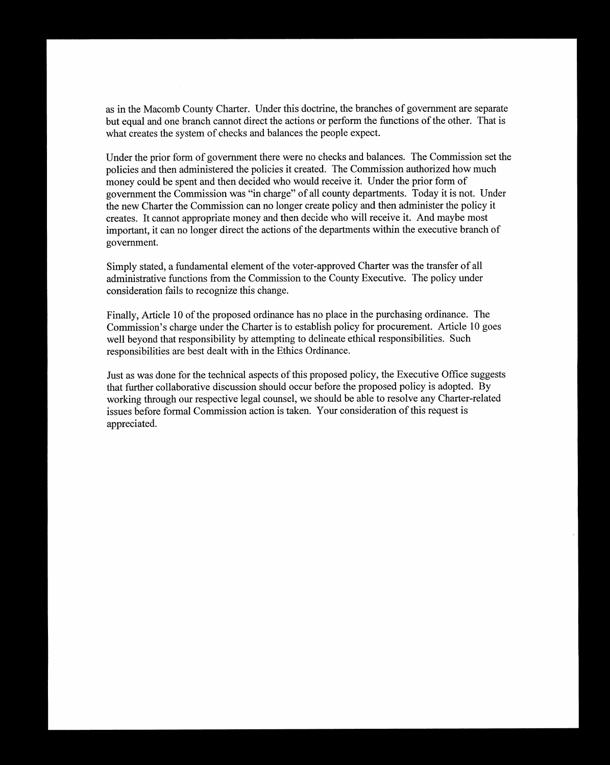as in the Macomb County Charter. Under this doctrine, the branches of government are separate but equal and one branch cannot direct the actions or perform the functions of the other. That is what creates the system of checks and balances the people expect.

Under the prior form of government there were no checks and balances. The Commission set the policies and then administered the policies it created. The Commission authorized how much money could be spent and then decided who would receive it. Under the prior form of government the Commission was "in charge" of all county departments. Today it is not. Under the new Charter the Commission can no longer create policy and then administer the policy it creates. It cannot appropriate money and then decide who will receive it. And maybe most important, it can no longer direct the actions of the departments within the executive branch of government.

Simply stated, a fundamental element of the voter-approved Charter was the transfer of all administrative functions from the Commission to the County Executive. The policy under consideration fails to recognize this change.

Finally, Article 10 of the proposed ordinance has no place in the purchasing ordinance. The Commission's charge under the Charter is to establish policy for procurement. Article 10 goes well beyond that responsibility by attempting to delineate ethical responsibilities. Such responsibilities are best dealt with in the Ethics Ordinance.

Just as was done for the technical aspects of this proposed policy, the Executive Office suggests that further collaborative discussion should occur before the proposed policy is adopted. By working through our respective legal counsel, we should be able to resolve any Charter-related issues before formal Commission action is taken. Your consideration of this request is appreciated.